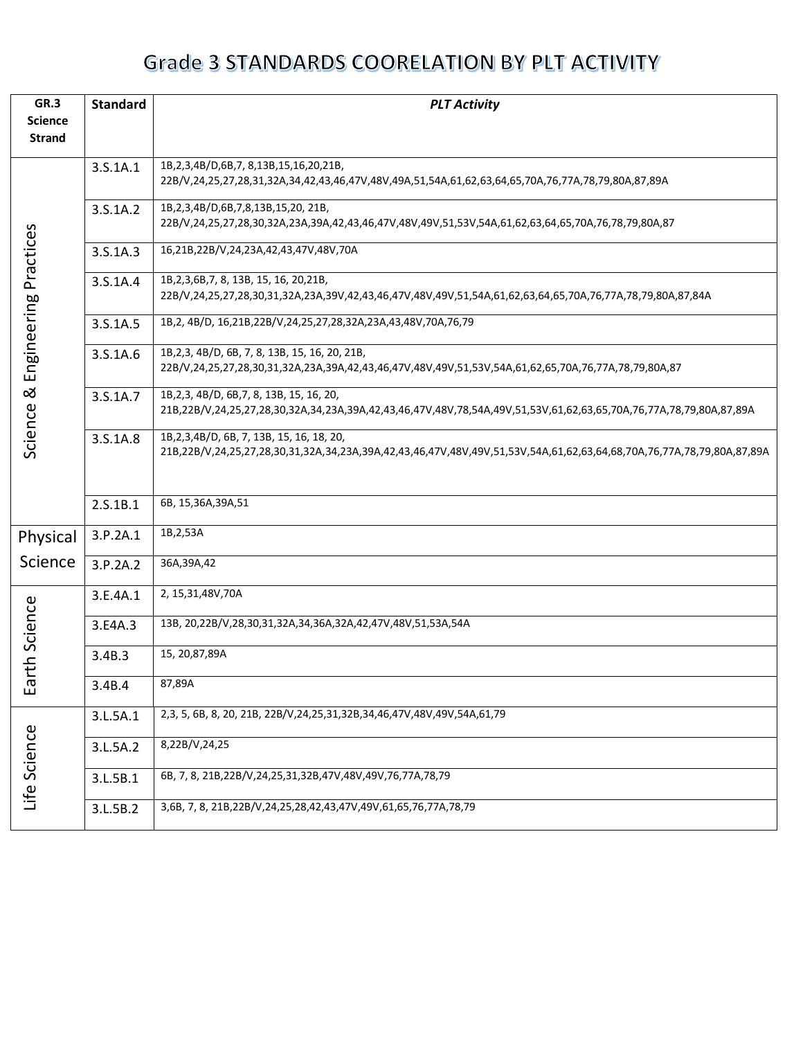# Grade 3 STANDARDS COORELATION BY PLT ACTIVITY

| GR.3 Science Strand | Standard | *PLT Activity* |
|---|---|---|
| Science & Engineering Practices | 3.S.1A.1 | 1B,2,3,4B/D,6B,7, 8,13B,15,16,20,21B, 22B/V,24,25,27,28,31,32A,34,42,43,46,47V,48V,49A,51,54A,61,62,63,64,65,70A,76,77A,78,79,80A,87,89A |
| | 3.S.1A.2 | 1B,2,3,4B/D,6B,7,8,13B,15,20, 21B, 22B/V,24,25,27,28,30,32A,23A,39A,42,43,46,47V,48V,49V,51,53V,54A,61,62,63,64,65,70A,76,78,79,80A,87 |
| | 3.S.1A.3 | 16,21B,22B/V,24,23A,42,43,47V,48V,70A |
| | 3.S.1A.4 | 1B,2,3,6B,7, 8, 13B, 15, 16, 20,21B, 22B/V,24,25,27,28,30,31,32A,23A,39V,42,43,46,47V,48V,49V,51,54A,61,62,63,64,65,70A,76,77A,78,79,80A,87,84A |
| | 3.S.1A.5 | 1B,2, 4B/D, 16,21B,22B/V,24,25,27,28,32A,23A,43,48V,70A,76,79 |
| | 3.S.1A.6 | 1B,2,3, 4B/D, 6B, 7, 8, 13B, 15, 16, 20, 21B, 22B/V,24,25,27,28,30,31,32A,23A,39A,42,43,46,47V,48V,49V,51,53V,54A,61,62,65,70A,76,77A,78,79,80A,87 |
| | 3.S.1A.7 | 1B,2,3, 4B/D, 6B,7, 8, 13B, 15, 16, 20, 21B,22B/V,24,25,27,28,30,32A,34,23A,39A,42,43,46,47V,48V,78,54A,49V,51,53V,61,62,63,65,70A,76,77A,78,79,80A,87,89A |
| | 3.S.1A.8 | 1B,2,3,4B/D, 6B, 7, 13B, 15, 16, 18, 20, 21B,22B/V,24,25,27,28,30,31,32A,34,23A,39A,42,43,46,47V,48V,49V,51,53V,54A,61,62,63,64,68,70A,76,77A,78,79,80A,87,89A |
| | 2.S.1B.1 | 6B, 15,36A,39A,51 |
| Physical Science | 3.P.2A.1 | 1B,2,53A |
| | 3.P.2A.2 | 36A,39A,42 |
| Earth Science | 3.E.4A.1 | 2, 15,31,48V,70A |
| | 3.E4A.3 | 13B, 20,22B/V,28,30,31,32A,34,36A,32A,42,47V,48V,51,53A,54A |
| | 3.4B.3 | 15, 20,87,89A |
| | 3.4B.4 | 87,89A |
| Life Science | 3.L.5A.1 | 2,3, 5, 6B, 8, 20, 21B, 22B/V,24,25,31,32B,34,46,47V,48V,49V,54A,61,79 |
| | 3.L.5A.2 | 8,22B/V,24,25 |
| | 3.L.5B.1 | 6B, 7, 8, 21B,22B/V,24,25,31,32B,47V,48V,49V,76,77A,78,79 |
| | 3.L.5B.2 | 3,6B, 7, 8, 21B,22B/V,24,25,28,42,43,47V,49V,61,65,76,77A,78,79 |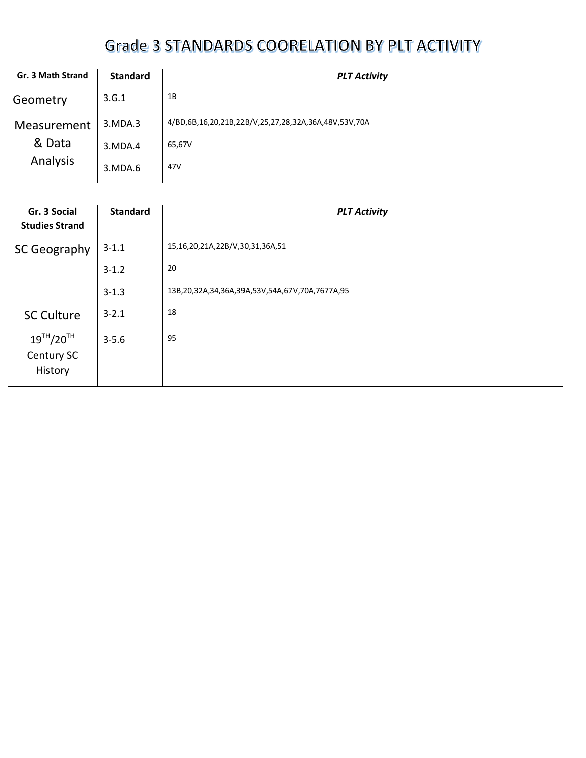# Grade 3 STANDARDS COORELATION BY PLT ACTIVITY

| Gr. 3 Math Strand | Standard | *PLT Activity* |
|---|---|---|
| Geometry | 3.G.1 | 1B |
| Measurement & Data Analysis | 3.MDA.3 | 4/BD,6B,16,20,21B,22B/V,25,27,28,32A,36A,48V,53V,70A |
| | 3.MDA.4 | 65,67V |
| | 3.MDA.6 | 47V |

| Gr. 3 Social Studies Strand | Standard | *PLT Activity* |
|---|---|---|
| SC Geography | 3-1.1 | 15,16,20,21A,22B/V,30,31,36A,51 |
| | 3-1.2 | 20 |
| | 3-1.3 | 13B,20,32A,34,36A,39A,53V,54A,67V,70A,7677A,95 |
| SC Culture | 3-2.1 | 18 |
| $19^{TH}/20^{TH}$ Century SC History | 3-5.6 | 95 |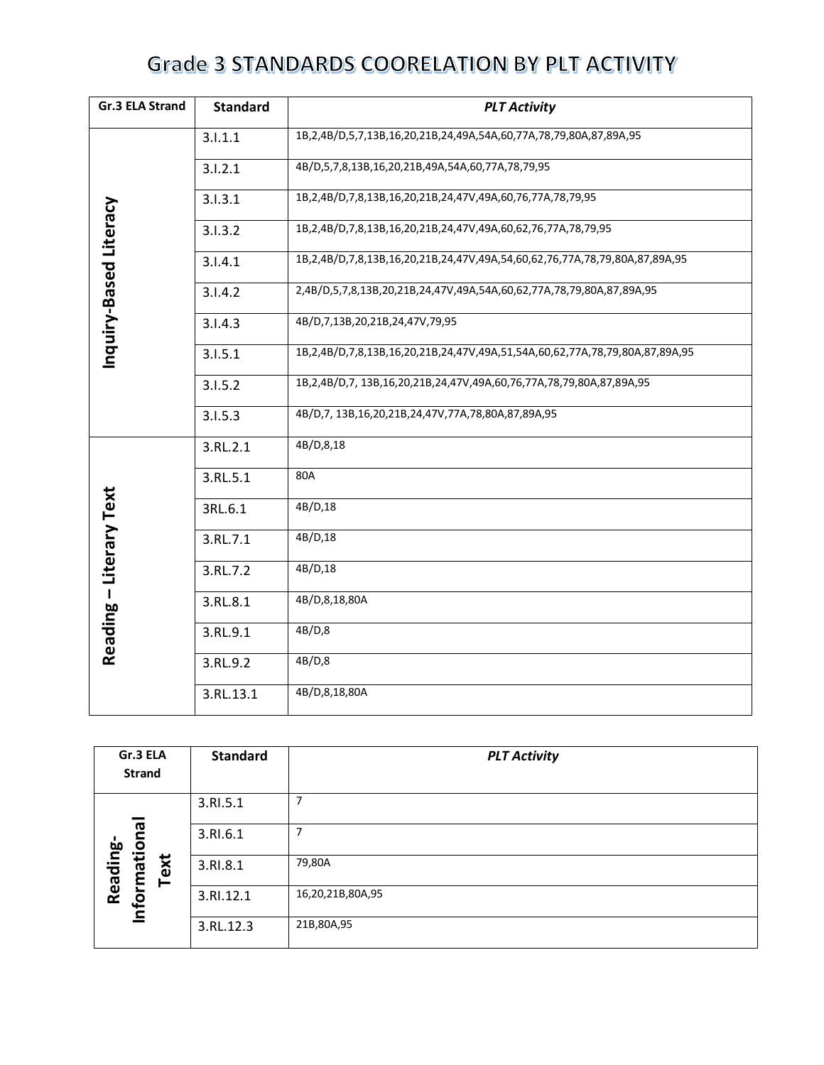# Grade 3 STANDARDS COORELATION BY PLT ACTIVITY

| Gr.3 ELA Strand | Standard | *PLT Activity* |
|---|---|---|
| Inquiry-Based Literacy | 3.I.1.1 | 1B,2,4B/D,5,7,13B,16,20,21B,24,49A,54A,60,77A,78,79,80A,87,89A,95 |
| | 3.I.2.1 | 4B/D,5,7,8,13B,16,20,21B,49A,54A,60,77A,78,79,95 |
| | 3.I.3.1 | 1B,2,4B/D,7,8,13B,16,20,21B,24,47V,49A,60,76,77A,78,79,95 |
| | 3.I.3.2 | 1B,2,4B/D,7,8,13B,16,20,21B,24,47V,49A,60,62,76,77A,78,79,95 |
| | 3.I.4.1 | 1B,2,4B/D,7,8,13B,16,20,21B,24,47V,49A,54,60,62,76,77A,78,79,80A,87,89A,95 |
| | 3.I.4.2 | 2,4B/D,5,7,8,13B,20,21B,24,47V,49A,54A,60,62,77A,78,79,80A,87,89A,95 |
| | 3.I.4.3 | 4B/D,7,13B,20,21B,24,47V,79,95 |
| | 3.I.5.1 | 1B,2,4B/D,7,8,13B,16,20,21B,24,47V,49A,51,54A,60,62,77A,78,79,80A,87,89A,95 |
| | 3.I.5.2 | 1B,2,4B/D,7, 13B,16,20,21B,24,47V,49A,60,76,77A,78,79,80A,87,89A,95 |
| | 3.I.5.3 | 4B/D,7, 13B,16,20,21B,24,47V,77A,78,80A,87,89A,95 |
| Reading – Literary Text | 3.RL.2.1 | 4B/D,8,18 |
| | 3.RL.5.1 | 80A |
| | 3RL.6.1 | 4B/D,18 |
| | 3.RL.7.1 | 4B/D,18 |
| | 3.RL.7.2 | 4B/D,18 |
| | 3.RL.8.1 | 4B/D,8,18,80A |
| | 3.RL.9.1 | 4B/D,8 |
| | 3.RL.9.2 | 4B/D,8 |
| | 3.RL.13.1 | 4B/D,8,18,80A |

| Gr.3 ELA Strand | Standard | *PLT Activity* |
|---|---|---|
| Reading- Informational Text | 3.RI.5.1 | 7 |
| | 3.RI.6.1 | 7 |
| | 3.RI.8.1 | 79,80A |
| | 3.RI.12.1 | 16,20,21B,80A,95 |
| | 3.RL.12.3 | 21B,80A,95 |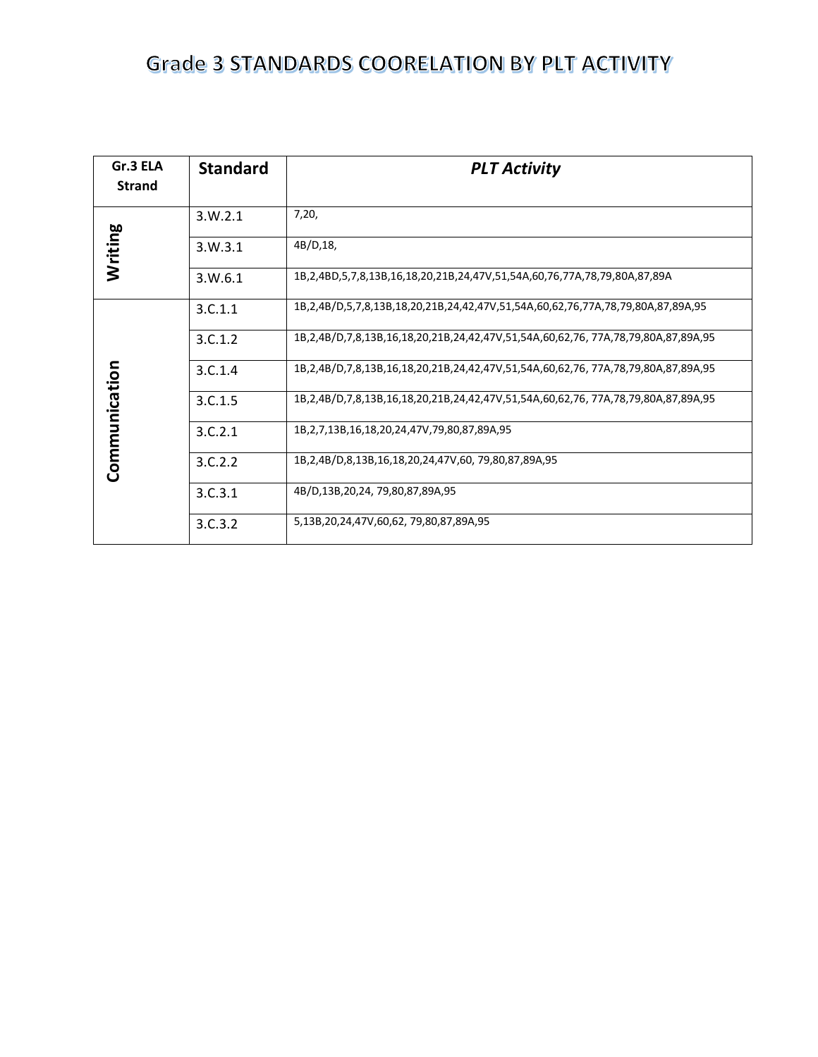# Grade 3 STANDARDS COORELATION BY PLT ACTIVITY

| Gr.3 ELA Strand | Standard | *PLT Activity* |
|---|---|---|
| Writing | 3.W.2.1 | 7,20, |
| | 3.W.3.1 | 4B/D,18, |
| | 3.W.6.1 | 1B,2,4BD,5,7,8,13B,16,18,20,21B,24,47V,51,54A,60,76,77A,78,79,80A,87,89A |
| Communication | 3.C.1.1 | 1B,2,4B/D,5,7,8,13B,18,20,21B,24,42,47V,51,54A,60,62,76,77A,78,79,80A,87,89A,95 |
| | 3.C.1.2 | 1B,2,4B/D,7,8,13B,16,18,20,21B,24,42,47V,51,54A,60,62,76, 77A,78,79,80A,87,89A,95 |
| | 3.C.1.4 | 1B,2,4B/D,7,8,13B,16,18,20,21B,24,42,47V,51,54A,60,62,76, 77A,78,79,80A,87,89A,95 |
| | 3.C.1.5 | 1B,2,4B/D,7,8,13B,16,18,20,21B,24,42,47V,51,54A,60,62,76, 77A,78,79,80A,87,89A,95 |
| | 3.C.2.1 | 1B,2,7,13B,16,18,20,24,47V,79,80,87,89A,95 |
| | 3.C.2.2 | 1B,2,4B/D,8,13B,16,18,20,24,47V,60, 79,80,87,89A,95 |
| | 3.C.3.1 | 4B/D,13B,20,24, 79,80,87,89A,95 |
| | 3.C.3.2 | 5,13B,20,24,47V,60,62, 79,80,87,89A,95 |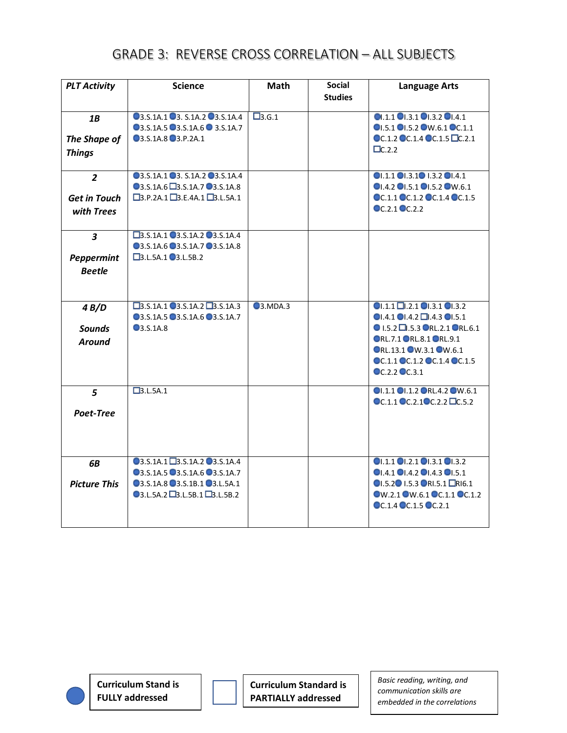# GRADE 3: REVERSE CROSS CORRELATION – ALL SUBJECTS

| PLT Activity | Science | Math | Social Studies | Language Arts |
|---|---|---|---|---|
| ***1B*** ***The Shape of Things*** | ●3.S.1A.1 ●3. S.1A.2 ●3.S.1A.4 ●3.S.1A.5 ●3.S.1A.6 ● 3.S.1A.7 ●3.S.1A.8 ●3.P.2A.1 | ☐3.G.1 | | ●I.1.1 ●I.3.1 ●I.3.2 ●I.4.1 ●I.5.1 ●I.5.2 ●W.6.1 ●C.1.1 ●C.1.2 ●C.1.4 ●C.1.5 ☐C.2.1 ☐C.2.2 |
| ***2*** ***Get in Touch with Trees*** | ●3.S.1A.1 ●3. S.1A.2 ●3.S.1A.4 ●3.S.1A.6 ☐3.S.1A.7 ●3.S.1A.8 ☐3.P.2A.1 ☐3.E.4A.1 ☐3.L.5A.1 | | | ●I.1.1 ●I.3.1● I.3.2 ●I.4.1 ●I.4.2 ●I.5.1 ●I.5.2 ●W.6.1 ●C.1.1 ●C.1.2 ●C.1.4 ●C.1.5 ●C.2.1 ●C.2.2 |
| ***3*** ***Peppermint Beetle*** | ☐3.S.1A.1 ●3.S.1A.2 ●3.S.1A.4 ●3.S.1A.6 ●3.S.1A.7 ●3.S.1A.8 ☐3.L.5A.1 ●3.L.5B.2 | | | |
| ***4 B/D*** ***Sounds Around*** | ☐3.S.1A.1 ●3.S.1A.2 ☐3.S.1A.3 ●3.S.1A.5 ●3.S.1A.6 ●3.S.1A.7 ●3.S.1A.8 | ●3.MDA.3 | | ●I.1.1 ☐I.2.1 ●I.3.1 ●I.3.2 ●I.4.1 ●I.4.2 ☐I.4.3 ●I.5.1 ● I.5.2 ☐I.5.3 ●RL.2.1 ●RL.6.1 ●RL.7.1 ●RL.8.1 ●RL.9.1 ●RL.13.1 ●W.3.1 ●W.6.1 ●C.1.1 ●C.1.2 ●C.1.4 ●C.1.5 ●C.2.2 ●C.3.1 |
| ***5*** ***Poet-Tree*** | ☐3.L.5A.1 | | | ●I.1.1 ●I.1.2 ●RL.4.2 ●W.6.1 ●C.1.1 ●C.2.1●C.2.2 ☐C.5.2 |
| ***6B*** ***Picture This*** | ●3.S.1A.1 ☐3.S.1A.2 ●3.S.1A.4 ●3.S.1A.5 ●3.S.1A.6 ●3.S.1A.7 ●3.S.1A.8 ●3.S.1B.1 ●3.L.5A.1 ●3.L.5A.2 ☐3.L.5B.1 ☐3.L.5B.2 | | | ●I.1.1 ●I.2.1 ●I.3.1 ●I.3.2 ●I.4.1 ●I.4.2 ●I.4.3 ●I.5.1 ●I.5.2● I.5.3 ●RI.5.1 ☐RI6.1 ●W.2.1 ●W.6.1 ●C.1.1 ●C.1.2 ●C.1.4 ●C.1.5 ●C.2.1 |

● **Curriculum Stand is FULLY addressed**

☐ **Curriculum Standard is PARTIALLY addressed**

*Basic reading, writing, and communication skills are embedded in the correlations*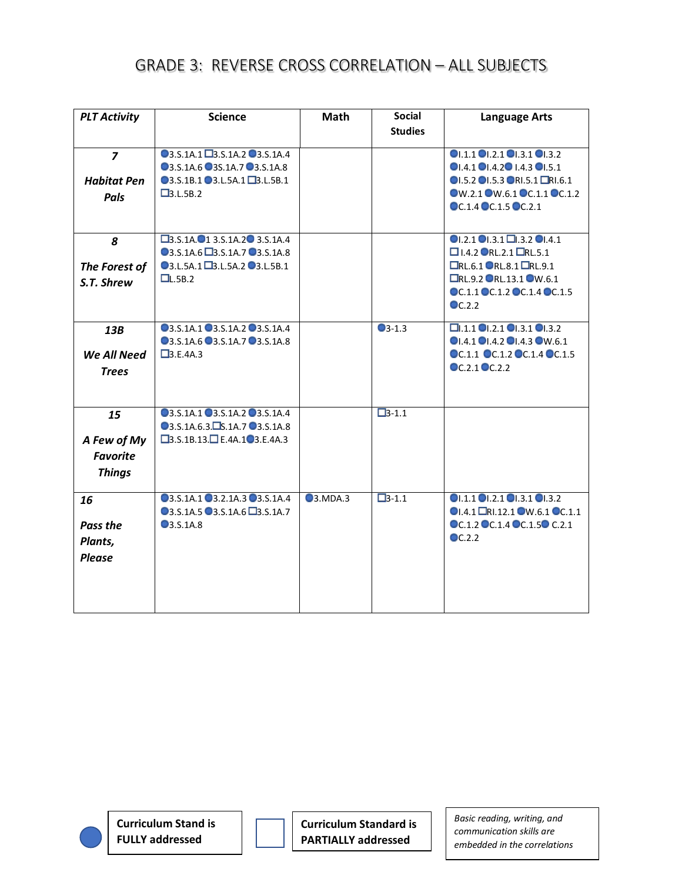# GRADE 3: REVERSE CROSS CORRELATION – ALL SUBJECTS

| PLT Activity | Science | Math | Social Studies | Language Arts |
|---|---|---|---|---|
| **7** *Habitat Pen Pals* | ●3.S.1A.1 ☐3.S.1A.2 ●3.S.1A.4 ●3.S.1A.6 ●3S.1A.7 ●3.S.1A.8 ●3.S.1B.1 ●3.L.5A.1 ☐3.L.5B.1 ☐3.L.5B.2 | | | ●I.1.1 ●I.2.1 ●I.3.1 ●I.3.2 ●I.4.1 ●I.4.2● I.4.3 ●I.5.1 ●I.5.2 ●I.5.3 ●RI.5.1 ☐RI.6.1 ●W.2.1 ●W.6.1 ●C.1.1 ●C.1.2 ●C.1.4 ●C.1.5 ●C.2.1 |
| **8** *The Forest of S.T. Shrew* | ☐3.S.1A.●1 3.S.1A.2● 3.S.1A.4 ●3.S.1A.6 ☐3.S.1A.7 ●3.S.1A.8 ●3.L.5A.1 ☐3.L.5A.2 ●3.L.5B.1 ☐L.5B.2 | | | ●I.2.1 ●I.3.1 ☐I.3.2 ●I.4.1 ☐ I.4.2 ●RL.2.1 ☐RL.5.1 ☐RL.6.1 ●RL.8.1 ☐RL.9.1 ☐RL.9.2 ●RL.13.1 ●W.6.1 ●C.1.1 ●C.1.2 ●C.1.4 ●C.1.5 ●C.2.2 |
| **13B** *We All Need Trees* | ●3.S.1A.1 ●3.S.1A.2 ●3.S.1A.4 ●3.S.1A.6 ●3.S.1A.7 ●3.S.1A.8 ☐3.E.4A.3 | | ●3-1.3 | ☐I.1.1 ●I.2.1 ●I.3.1 ●I.3.2 ●I.4.1 ●I.4.2 ●I.4.3 ●W.6.1 ●C.1.1 ●C.1.2 ●C.1.4 ●C.1.5 ●C.2.1 ●C.2.2 |
| **15** *A Few of My Favorite Things* | ●3.S.1A.1 ●3.S.1A.2 ●3.S.1A.4 ●3.S.1A.6.3.☐S.1A.7 ●3.S.1A.8 ☐3.S.1B.13.☐ E.4A.1●3.E.4A.3 | | ☐3-1.1 | |
| **16** *Pass the Plants, Please* | ●3.S.1A.1 ●3.2.1A.3 ●3.S.1A.4 ●3.S.1A.5 ●3.S.1A.6 ☐3.S.1A.7 ●3.S.1A.8 | ●3.MDA.3 | ☐3-1.1 | ●I.1.1 ●I.2.1 ●I.3.1 ●I.3.2 ●I.4.1 ☐RI.12.1 ●W.6.1 ●C.1.1 ●C.1.2 ●C.1.4 ●C.1.5● C.2.1 ●C.2.2 |

● **Curriculum Stand is FULLY addressed**

☐ **Curriculum Standard is PARTIALLY addressed**

*Basic reading, writing, and communication skills are embedded in the correlations*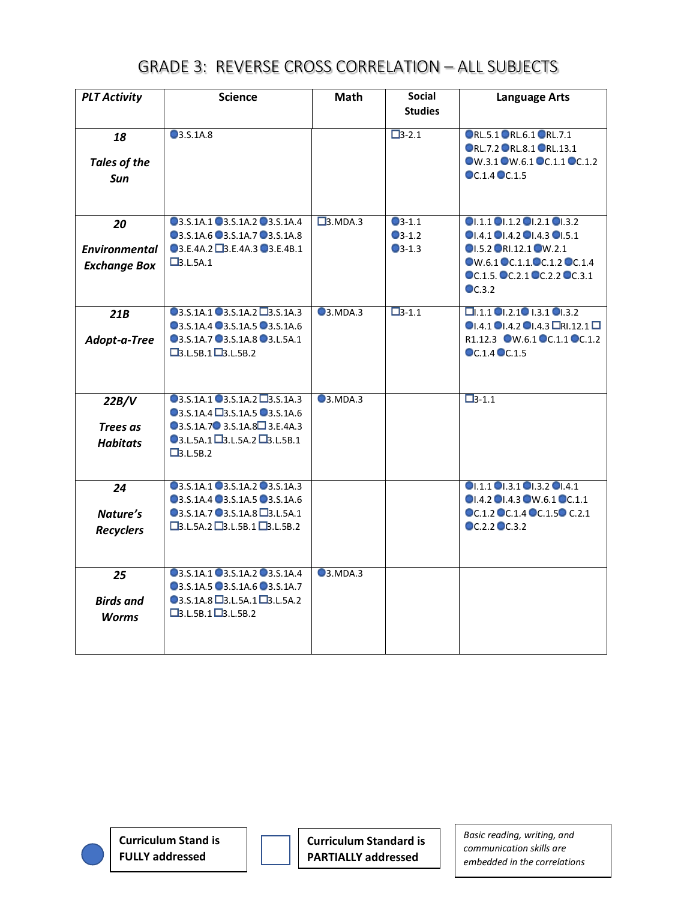# GRADE 3: REVERSE CROSS CORRELATION – ALL SUBJECTS

| PLT Activity | Science | Math | Social Studies | Language Arts |
|---|---|---|---|---|
| ***18*** ***Tales of the Sun*** | ●3.S.1A.8 | | ☐3-2.1 | ●RL.5.1 ●RL.6.1 ●RL.7.1 ●RL.7.2 ●RL.8.1 ●RL.13.1 ●W.3.1 ●W.6.1 ●C.1.1 ●C.1.2 ●C.1.4 ●C.1.5 |
| ***20*** ***Environmental Exchange Box*** | ●3.S.1A.1 ●3.S.1A.2 ●3.S.1A.4 ●3.S.1A.6 ●3.S.1A.7 ●3.S.1A.8 ●3.E.4A.2 ☐3.E.4A.3 ●3.E.4B.1 ☐3.L.5A.1 | ☐3.MDA.3 | ●3-1.1 ●3-1.2 ●3-1.3 | ●I.1.1 ●I.1.2 ●I.2.1 ●I.3.2 ●I.4.1 ●I.4.2 ●I.4.3 ●I.5.1 ●I.5.2 ●RI.12.1 ●W.2.1 ●W.6.1 ●C.1.1 ●C.1.2 ●C.1.4 ●C.1.5. ●C.2.1 ●C.2.2 ●C.3.1 ●C.3.2 |
| ***21B*** ***Adopt-a-Tree*** | ●3.S.1A.1 ●3.S.1A.2 ☐3.S.1A.3 ●3.S.1A.4 ●3.S.1A.5 ●3.S.1A.6 ●3.S.1A.7 ●3.S.1A.8 ●3.L.5A.1 ☐3.L.5B.1 ☐3.L.5B.2 | ●3.MDA.3 | ☐3-1.1 | ☐I.1.1 ●I.2.1 ●I.3.1 ●I.3.2 ●I.4.1 ●I.4.2 ●I.4.3 ☐RI.12.1 ☐R1.12.3 ●W.6.1 ●C.1.1 ●C.1.2 ●C.1.4 ●C.1.5 |
| ***22B/V*** ***Trees as Habitats*** | ●3.S.1A.1 ●3.S.1A.2 ☐3.S.1A.3 ●3.S.1A.4 ☐3.S.1A.5 ●3.S.1A.6 ●3.S.1A.7 ●3.S.1A.8 ☐3.E.4A.3 ●3.L.5A.1 ☐3.L.5A.2 ☐3.L.5B.1 ☐3.L.5B.2 | ●3.MDA.3 | | ☐3-1.1 |
| ***24*** ***Nature's Recyclers*** | ●3.S.1A.1 ●3.S.1A.2 ●3.S.1A.3 ●3.S.1A.4 ●3.S.1A.5 ●3.S.1A.6 ●3.S.1A.7 ●3.S.1A.8 ☐3.L.5A.1 ☐3.L.5A.2 ☐3.L.5B.1 ☐3.L.5B.2 | | | ●I.1.1 ●I.3.1 ●I.3.2 ●I.4.1 ●I.4.2 ●I.4.3 ●W.6.1 ●C.1.1 ●C.1.2 ●C.1.4 ●C.1.5 ●C.2.1 ●C.2.2 ●C.3.2 |
| ***25*** ***Birds and Worms*** | ●3.S.1A.1 ●3.S.1A.2 ●3.S.1A.4 ●3.S.1A.5 ●3.S.1A.6 ●3.S.1A.7 ●3.S.1A.8 ☐3.L.5A.1 ☐3.L.5A.2 ☐3.L.5B.1 ☐3.L.5B.2 | ●3.MDA.3 | | |

● **Curriculum Stand is FULLY addressed**

☐ **Curriculum Standard is PARTIALLY addressed**

*Basic reading, writing, and communication skills are embedded in the correlations*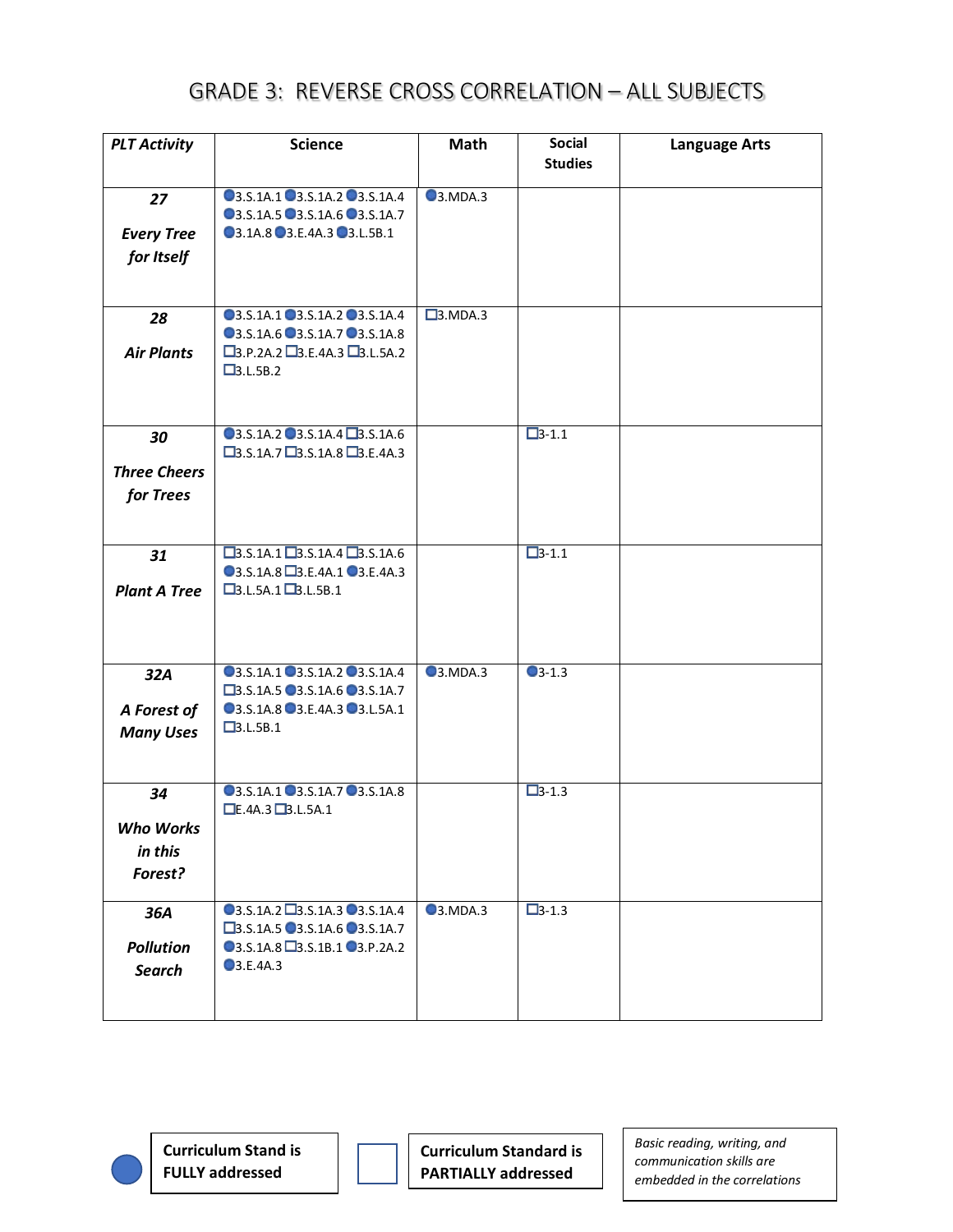# GRADE 3: REVERSE CROSS CORRELATION – ALL SUBJECTS

| *PLT Activity* | Science | Math | Social Studies | Language Arts |
|---|---|---|---|---|
| ***27*** ***Every Tree for Itself*** | ●3.S.1A.1 ●3.S.1A.2 ●3.S.1A.4 ●3.S.1A.5 ●3.S.1A.6 ●3.S.1A.7 ●3.1A.8 ●3.E.4A.3 ●3.L.5B.1 | ●3.MDA.3 | | |
| ***28*** ***Air Plants*** | ●3.S.1A.1 ●3.S.1A.2 ●3.S.1A.4 ●3.S.1A.6 ●3.S.1A.7 ●3.S.1A.8 ☐3.P.2A.2 ☐3.E.4A.3 ☐3.L.5A.2 ☐3.L.5B.2 | ☐3.MDA.3 | | |
| ***30*** ***Three Cheers for Trees*** | ●3.S.1A.2 ●3.S.1A.4 ☐3.S.1A.6 ☐3.S.1A.7 ☐3.S.1A.8 ☐3.E.4A.3 | | ☐3-1.1 | |
| ***31*** ***Plant A Tree*** | ☐3.S.1A.1 ☐3.S.1A.4 ☐3.S.1A.6 ●3.S.1A.8 ☐3.E.4A.1 ●3.E.4A.3 ☐3.L.5A.1 ☐3.L.5B.1 | | ☐3-1.1 | |
| ***32A*** ***A Forest of Many Uses*** | ●3.S.1A.1 ●3.S.1A.2 ●3.S.1A.4 ☐3.S.1A.5 ●3.S.1A.6 ●3.S.1A.7 ●3.S.1A.8 ●3.E.4A.3 ●3.L.5A.1 ☐3.L.5B.1 | ●3.MDA.3 | ●3-1.3 | |
| ***34*** ***Who Works in this Forest?*** | ●3.S.1A.1 ●3.S.1A.7 ●3.S.1A.8 ☐E.4A.3 ☐3.L.5A.1 | | ☐3-1.3 | |
| ***36A*** ***Pollution Search*** | ●3.S.1A.2 ☐3.S.1A.3 ●3.S.1A.4 ☐3.S.1A.5 ●3.S.1A.6 ●3.S.1A.7 ●3.S.1A.8 ☐3.S.1B.1 ●3.P.2A.2 ●3.E.4A.3 | ●3.MDA.3 | ☐3-1.3 | |

● **Curriculum Stand is FULLY addressed**

☐ **Curriculum Standard is PARTIALLY addressed**

*Basic reading, writing, and communication skills are embedded in the correlations*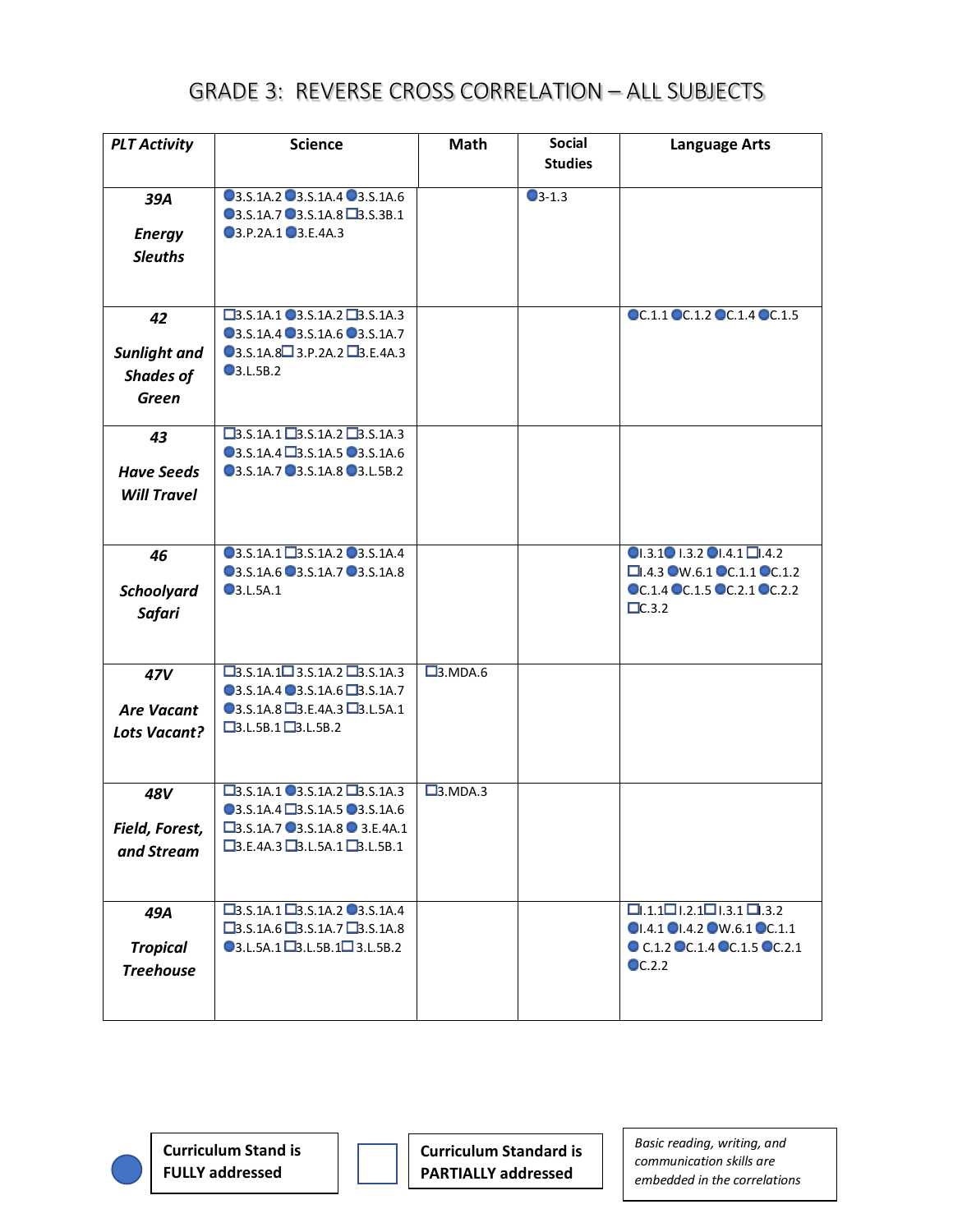# GRADE 3: REVERSE CROSS CORRELATION – ALL SUBJECTS

| PLT Activity | Science | Math | Social Studies | Language Arts |
|---|---|---|---|---|
| ***39A*** ***Energy Sleuths*** | ●3.S.1A.2 ●3.S.1A.4 ●3.S.1A.6 ●3.S.1A.7 ●3.S.1A.8 ☐3.S.3B.1 ●3.P.2A.1 ●3.E.4A.3 | | ●3-1.3 | |
| ***42*** ***Sunlight and Shades of Green*** | ☐3.S.1A.1 ●3.S.1A.2 ☐3.S.1A.3 ●3.S.1A.4 ●3.S.1A.6 ●3.S.1A.7 ●3.S.1A.8 ☐ 3.P.2A.2 ☐3.E.4A.3 ●3.L.5B.2 | | | ●C.1.1 ●C.1.2 ●C.1.4 ●C.1.5 |
| ***43*** ***Have Seeds Will Travel*** | ☐3.S.1A.1 ☐3.S.1A.2 ☐3.S.1A.3 ●3.S.1A.4 ☐3.S.1A.5 ●3.S.1A.6 ●3.S.1A.7 ●3.S.1A.8 ●3.L.5B.2 | | | |
| ***46*** ***Schoolyard Safari*** | ●3.S.1A.1 ☐3.S.1A.2 ●3.S.1A.4 ●3.S.1A.6 ●3.S.1A.7 ●3.S.1A.8 ●3.L.5A.1 | | | ●I.3.1● I.3.2 ●I.4.1 ☐I.4.2 ☐I.4.3 ●W.6.1 ●C.1.1 ●C.1.2 ●C.1.4 ●C.1.5 ●C.2.1 ●C.2.2 ☐C.3.2 |
| ***47V*** ***Are Vacant Lots Vacant?*** | ☐3.S.1A.1☐ 3.S.1A.2 ☐3.S.1A.3 ●3.S.1A.4 ●3.S.1A.6 ☐3.S.1A.7 ●3.S.1A.8 ☐3.E.4A.3 ☐3.L.5A.1 ☐3.L.5B.1 ☐3.L.5B.2 | ☐3.MDA.6 | | |
| ***48V*** ***Field, Forest, and Stream*** | ☐3.S.1A.1 ●3.S.1A.2 ☐3.S.1A.3 ●3.S.1A.4 ☐3.S.1A.5 ●3.S.1A.6 ☐3.S.1A.7 ●3.S.1A.8 ● 3.E.4A.1 ☐3.E.4A.3 ☐3.L.5A.1 ☐3.L.5B.1 | ☐3.MDA.3 | | |
| ***49A*** ***Tropical Treehouse*** | ☐3.S.1A.1 ☐3.S.1A.2 ●3.S.1A.4 ☐3.S.1A.6 ☐3.S.1A.7 ☐3.S.1A.8 ●3.L.5A.1 ☐3.L.5B.1☐ 3.L.5B.2 | | | ☐I.1.1☐ I.2.1☐ I.3.1 ☐I.3.2 ●I.4.1 ●I.4.2 ●W.6.1 ●C.1.1 ● C.1.2 ●C.1.4 ●C.1.5 ●C.2.1 ●C.2.2 |

● **Curriculum Stand is FULLY addressed**

☐ **Curriculum Standard is PARTIALLY addressed**

*Basic reading, writing, and communication skills are embedded in the correlations*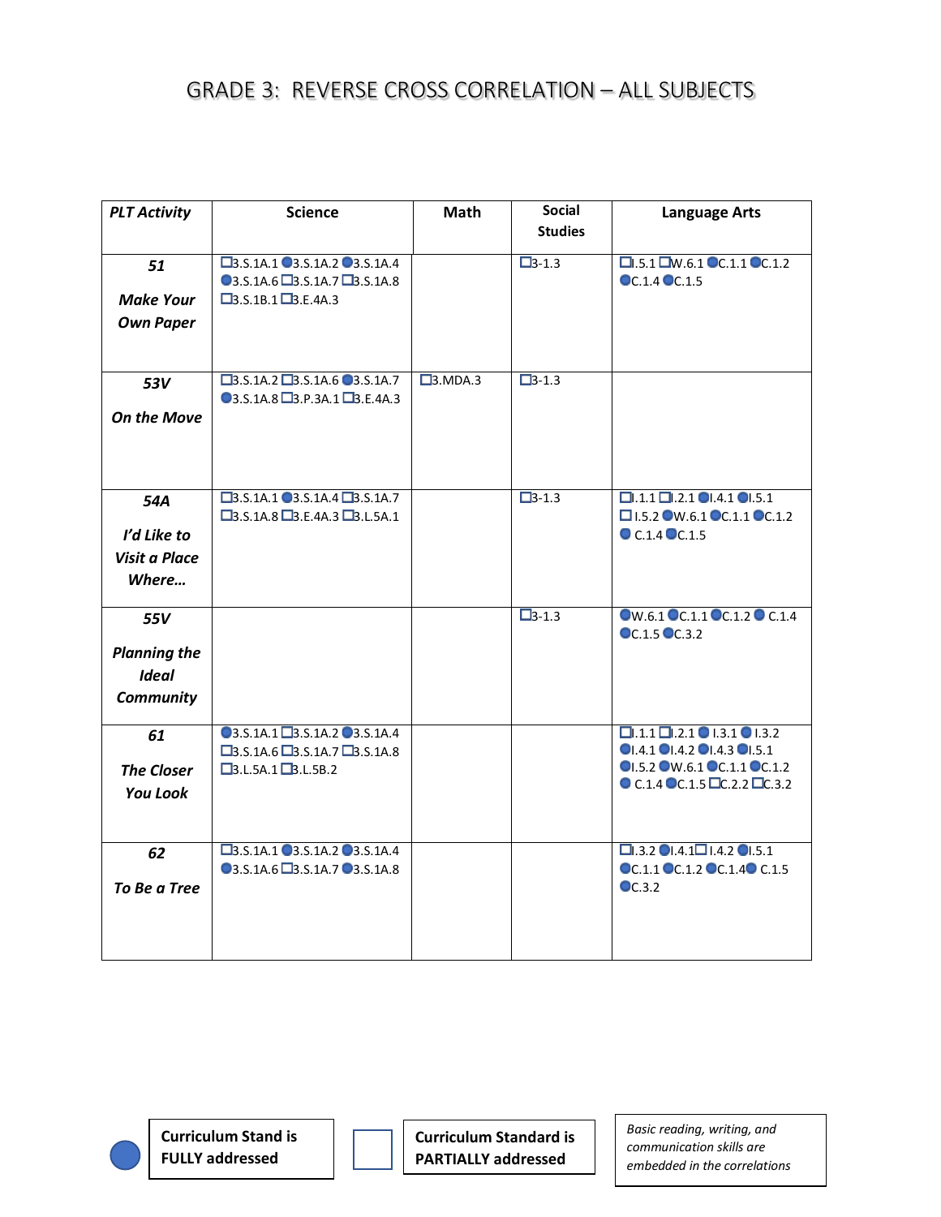# GRADE 3: REVERSE CROSS CORRELATION – ALL SUBJECTS

| *PLT Activity* | Science | Math | Social Studies | Language Arts |
|---|---|---|---|---|
| ***51*** ***Make Your Own Paper*** | ☐3.S.1A.1 ●3.S.1A.2 ●3.S.1A.4 ●3.S.1A.6 ☐3.S.1A.7 ☐3.S.1A.8 ☐3.S.1B.1 ☐3.E.4A.3 | | ☐3-1.3 | ☐I.5.1 ☐W.6.1 ●C.1.1 ●C.1.2 ●C.1.4 ●C.1.5 |
| ***53V*** ***On the Move*** | ☐3.S.1A.2 ☐3.S.1A.6 ●3.S.1A.7 ●3.S.1A.8 ☐3.P.3A.1 ☐3.E.4A.3 | ☐3.MDA.3 | ☐3-1.3 | |
| ***54A*** ***I'd Like to Visit a Place Where…*** | ☐3.S.1A.1 ●3.S.1A.4 ☐3.S.1A.7 ☐3.S.1A.8 ☐3.E.4A.3 ☐3.L.5A.1 | | ☐3-1.3 | ☐I.1.1 ☐I.2.1 ●I.4.1 ●I.5.1 ☐I.5.2 ●W.6.1 ●C.1.1 ●C.1.2 ●C.1.4 ●C.1.5 |
| ***55V*** ***Planning the Ideal Community*** | | | ☐3-1.3 | ●W.6.1 ●C.1.1 ●C.1.2 ●C.1.4 ●C.1.5 ●C.3.2 |
| ***61*** ***The Closer You Look*** | ●3.S.1A.1 ☐3.S.1A.2 ●3.S.1A.4 ☐3.S.1A.6 ☐3.S.1A.7 ☐3.S.1A.8 ☐3.L.5A.1 ☐3.L.5B.2 | | | ☐I.1.1 ☐I.2.1 ●I.3.1 ●I.3.2 ●I.4.1 ●I.4.2 ●I.4.3 ●I.5.1 ●I.5.2 ●W.6.1 ●C.1.1 ●C.1.2 ●C.1.4 ●C.1.5 ☐C.2.2 ☐C.3.2 |
| ***62*** ***To Be a Tree*** | ☐3.S.1A.1 ●3.S.1A.2 ●3.S.1A.4 ●3.S.1A.6 ☐3.S.1A.7 ●3.S.1A.8 | | | ☐I.3.2 ●I.4.1 ☐I.4.2 ●I.5.1 ●C.1.1 ●C.1.2 ●C.1.4 ●C.1.5 ●C.3.2 |

● **Curriculum Stand is FULLY addressed**

☐ **Curriculum Standard is PARTIALLY addressed**

*Basic reading, writing, and communication skills are embedded in the correlations*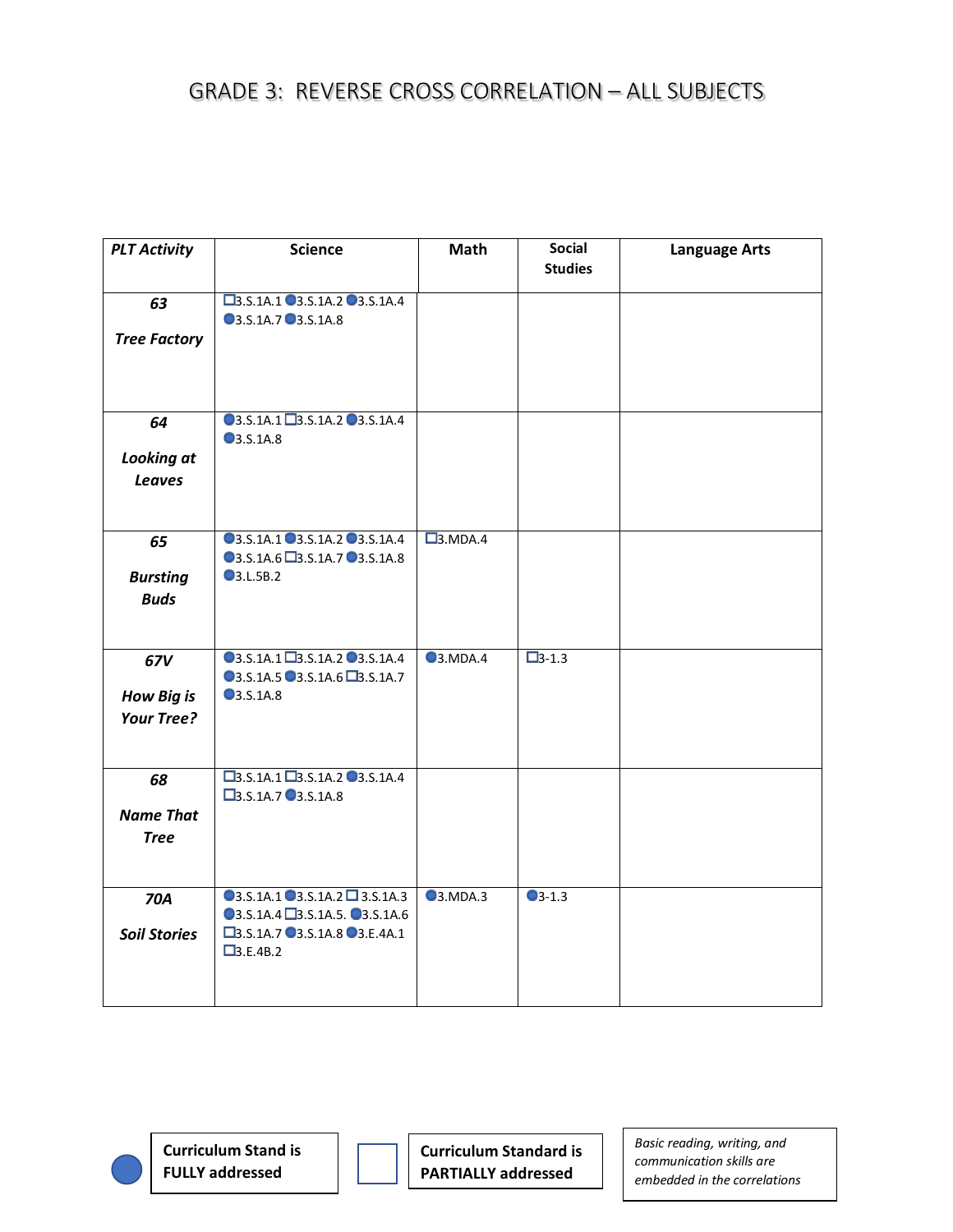# GRADE 3: REVERSE CROSS CORRELATION – ALL SUBJECTS

| *PLT Activity* | Science | Math | Social Studies | Language Arts |
|---|---|---|---|---|
| ***63*** ***Tree Factory*** | ☐3.S.1A.1 ●3.S.1A.2 ●3.S.1A.4 ●3.S.1A.7 ●3.S.1A.8 | | | |
| ***64*** ***Looking at Leaves*** | ●3.S.1A.1 ☐3.S.1A.2 ●3.S.1A.4 ●3.S.1A.8 | | | |
| ***65*** ***Bursting Buds*** | ●3.S.1A.1 ●3.S.1A.2 ●3.S.1A.4 ●3.S.1A.6 ☐3.S.1A.7 ●3.S.1A.8 ●3.L.5B.2 | ☐3.MDA.4 | | |
| ***67V*** ***How Big is Your Tree?*** | ●3.S.1A.1 ☐3.S.1A.2 ●3.S.1A.4 ●3.S.1A.5 ●3.S.1A.6 ☐3.S.1A.7 ●3.S.1A.8 | ●3.MDA.4 | ☐3-1.3 | |
| ***68*** ***Name That Tree*** | ☐3.S.1A.1 ☐3.S.1A.2 ●3.S.1A.4 ☐3.S.1A.7 ●3.S.1A.8 | | | |
| ***70A*** ***Soil Stories*** | ●3.S.1A.1 ●3.S.1A.2 ☐ 3.S.1A.3 ●3.S.1A.4 ☐3.S.1A.5. ●3.S.1A.6 ☐3.S.1A.7 ●3.S.1A.8 ●3.E.4A.1 ☐3.E.4B.2 | ●3.MDA.3 | ●3-1.3 | |

● **Curriculum Stand is FULLY addressed**

☐ **Curriculum Standard is PARTIALLY addressed**

*Basic reading, writing, and communication skills are embedded in the correlations*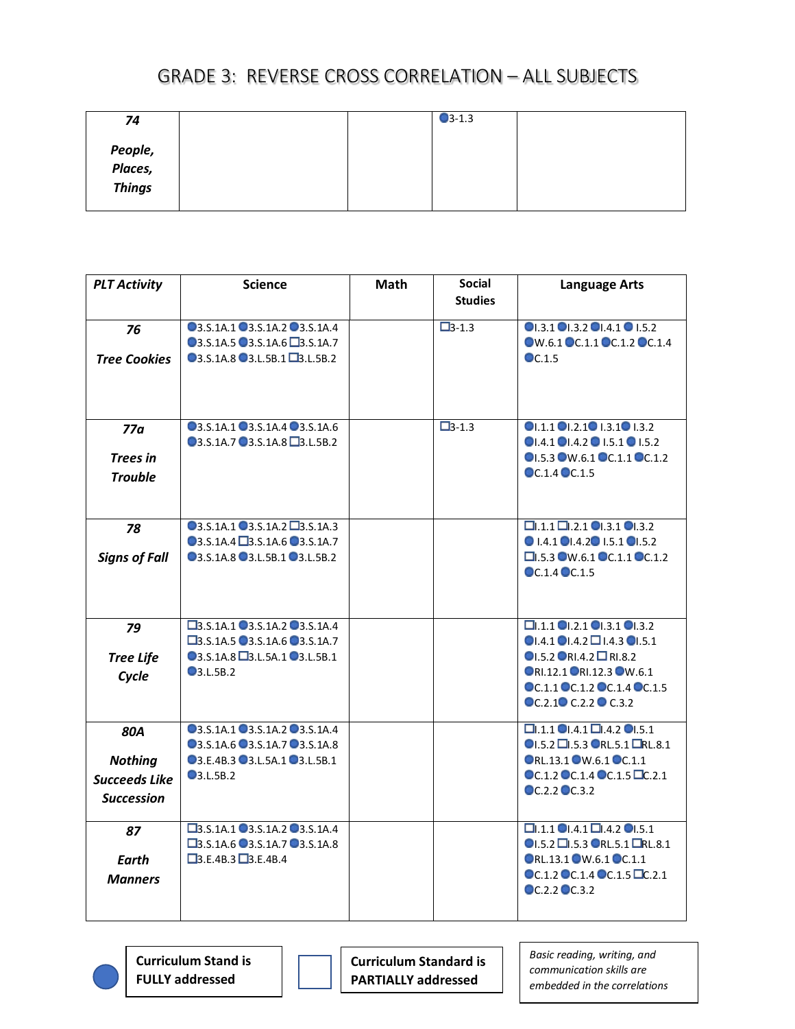# GRADE 3: REVERSE CROSS CORRELATION – ALL SUBJECTS

| PLT Activity | Science | Math | Social Studies | Language Arts |
|---|---|---|---|---|
| **74** *People, Places, Things* | | | ● 3-1.3 | |
| **76** *Tree Cookies* | ● 3.S.1A.1 ● 3.S.1A.2 ● 3.S.1A.4 ● 3.S.1A.5 ● 3.S.1A.6 ☐ 3.S.1A.7 ● 3.S.1A.8 ● 3.L.5B.1 ☐ 3.L.5B.2 | | ☐ 3-1.3 | ● I.3.1 ● I.3.2 ● I.4.1 ● I.5.2 ● W.6.1 ● C.1.1 ● C.1.2 ● C.1.4 ● C.1.5 |
| **77a** *Trees in Trouble* | ● 3.S.1A.1 ● 3.S.1A.4 ● 3.S.1A.6 ● 3.S.1A.7 ● 3.S.1A.8 ☐ 3.L.5B.2 | | ☐ 3-1.3 | ● I.1.1 ● I.2.1 ● I.3.1 ● I.3.2 ● I.4.1 ● I.4.2 ● I.5.1 ● I.5.2 ● I.5.3 ● W.6.1 ● C.1.1 ● C.1.2 ● C.1.4 ● C.1.5 |
| **78** *Signs of Fall* | ● 3.S.1A.1 ● 3.S.1A.2 ☐ 3.S.1A.3 ● 3.S.1A.4 ☐ 3.S.1A.6 ● 3.S.1A.7 ● 3.S.1A.8 ● 3.L.5B.1 ● 3.L.5B.2 | | | ☐ I.1.1 ☐ I.2.1 ● I.3.1 ● I.3.2 ● I.4.1 ● I.4.2 ● I.5.1 ● I.5.2 ☐ I.5.3 ● W.6.1 ● C.1.1 ● C.1.2 ● C.1.4 ● C.1.5 |
| **79** *Tree Life Cycle* | ☐ 3.S.1A.1 ● 3.S.1A.2 ● 3.S.1A.4 ☐ 3.S.1A.5 ● 3.S.1A.6 ● 3.S.1A.7 ● 3.S.1A.8 ☐ 3.L.5A.1 ● 3.L.5B.1 ● 3.L.5B.2 | | | ☐ I.1.1 ● I.2.1 ● I.3.1 ● I.3.2 ● I.4.1 ● I.4.2 ☐ I.4.3 ● I.5.1 ● I.5.2 ● RI.4.2 ☐ RI.8.2 ● RI.12.1 ● RI.12.3 ● W.6.1 ● C.1.1 ● C.1.2 ● C.1.4 ● C.1.5 ● C.2.1 ● C.2.2 ● C.3.2 |
| **80A** *Nothing Succeeds Like Succession* | ● 3.S.1A.1 ● 3.S.1A.2 ● 3.S.1A.4 ● 3.S.1A.6 ● 3.S.1A.7 ● 3.S.1A.8 ● 3.E.4B.3 ● 3.L.5A.1 ● 3.L.5B.1 ● 3.L.5B.2 | | | ☐ I.1.1 ● I.4.1 ☐ I.4.2 ● I.5.1 ● I.5.2 ☐ I.5.3 ● RL.5.1 ☐ RL.8.1 ● RL.13.1 ● W.6.1 ● C.1.1 ● C.1.2 ● C.1.4 ● C.1.5 ☐ C.2.1 ● C.2.2 ● C.3.2 |
| **87** *Earth Manners* | ☐ 3.S.1A.1 ● 3.S.1A.2 ● 3.S.1A.4 ☐ 3.S.1A.6 ● 3.S.1A.7 ● 3.S.1A.8 ☐ 3.E.4B.3 ☐ 3.E.4B.4 | | | ☐ I.1.1 ● I.4.1 ☐ I.4.2 ● I.5.1 ● I.5.2 ☐ I.5.3 ● RL.5.1 ☐ RL.8.1 ● RL.13.1 ● W.6.1 ● C.1.1 ● C.1.2 ● C.1.4 ● C.1.5 ☐ C.2.1 ● C.2.2 ● C.3.2 |

● **Curriculum Stand is FULLY addressed**

☐ **Curriculum Standard is PARTIALLY addressed**

*Basic reading, writing, and communication skills are embedded in the correlations*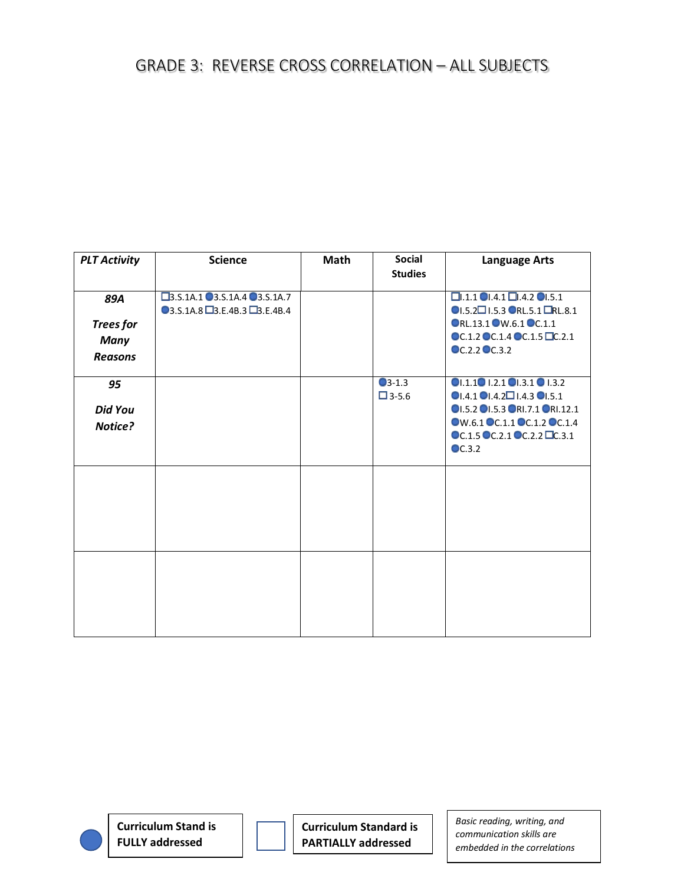# GRADE 3: REVERSE CROSS CORRELATION – ALL SUBJECTS

| *PLT Activity* | Science | Math | Social Studies | Language Arts |
|---|---|---|---|---|
| ***89A*** ***Trees for Many Reasons*** | ☐3.S.1A.1 ●3.S.1A.4 ●3.S.1A.7 ●3.S.1A.8 ☐3.E.4B.3 ☐3.E.4B.4 | | | ☐I.1.1 ●I.4.1 ☐I.4.2 ●I.5.1 ●I.5.2 ☐ I.5.3 ●RL.5.1 ☐RL.8.1 ●RL.13.1 ●W.6.1 ●C.1.1 ●C.1.2 ●C.1.4 ●C.1.5 ☐C.2.1 ●C.2.2 ●C.3.2 |
| ***95*** ***Did You Notice?*** | | | ●3-1.3 ☐3-5.6 | ●I.1.1● I.2.1 ●I.3.1 ● I.3.2 ●I.4.1 ●I.4.2☐ I.4.3 ●I.5.1 ●I.5.2 ●I.5.3 ●RI.7.1 ●RI.12.1 ●W.6.1 ●C.1.1 ●C.1.2 ●C.1.4 ●C.1.5 ●C.2.1 ●C.2.2 ☐C.3.1 ●C.3.2 |
| | | | | |
| | | | | |

● **Curriculum Stand is FULLY addressed**

☐ **Curriculum Standard is PARTIALLY addressed**

*Basic reading, writing, and communication skills are embedded in the correlations*